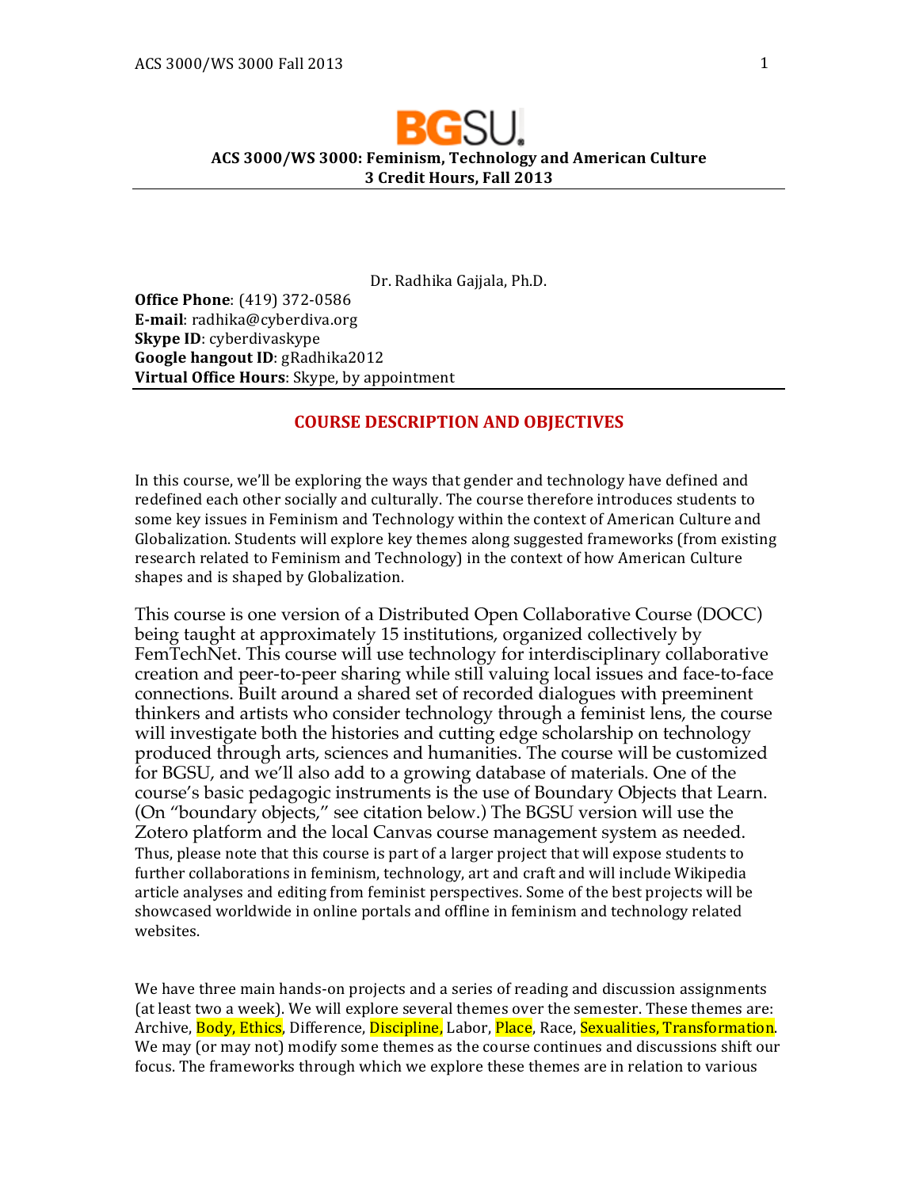# ACS 3000/WS 3000: Feminism, Technology and American Culture

**3 Credit Hours, Fall 2013**

Dr. Radhika Gajjala, Ph.D.

**Office Phone**: (419) 372-0586
**E-mail**: radhika@cyberdiva.org
**Skype ID**: cyberdivaskype
**Google hangout ID**: gRadhika2012
**Virtual Office Hours**: Skype, by appointment

## COURSE DESCRIPTION AND OBJECTIVES

In this course, we'll be exploring the ways that gender and technology have defined and redefined each other socially and culturally. The course therefore introduces students to some key issues in Feminism and Technology within the context of American Culture and Globalization. Students will explore key themes along suggested frameworks (from existing research related to Feminism and Technology) in the context of how American Culture shapes and is shaped by Globalization.

This course is one version of a Distributed Open Collaborative Course (DOCC) being taught at approximately 15 institutions, organized collectively by FemTechNet. This course will use technology for interdisciplinary collaborative creation and peer-to-peer sharing while still valuing local issues and face-to-face connections. Built around a shared set of recorded dialogues with preeminent thinkers and artists who consider technology through a feminist lens, the course will investigate both the histories and cutting edge scholarship on technology produced through arts, sciences and humanities. The course will be customized for BGSU, and we'll also add to a growing database of materials. One of the course's basic pedagogic instruments is the use of Boundary Objects that Learn. (On "boundary objects," see citation below.) The BGSU version will use the Zotero platform and the local Canvas course management system as needed. Thus, please note that this course is part of a larger project that will expose students to further collaborations in feminism, technology, art and craft and will include Wikipedia article analyses and editing from feminist perspectives. Some of the best projects will be showcased worldwide in online portals and offline in feminism and technology related websites.

We have three main hands-on projects and a series of reading and discussion assignments (at least two a week). We will explore several themes over the semester. These themes are: Archive, Body, Ethics, Difference, Discipline, Labor, Place, Race, Sexualities, Transformation. We may (or may not) modify some themes as the course continues and discussions shift our focus. The frameworks through which we explore these themes are in relation to various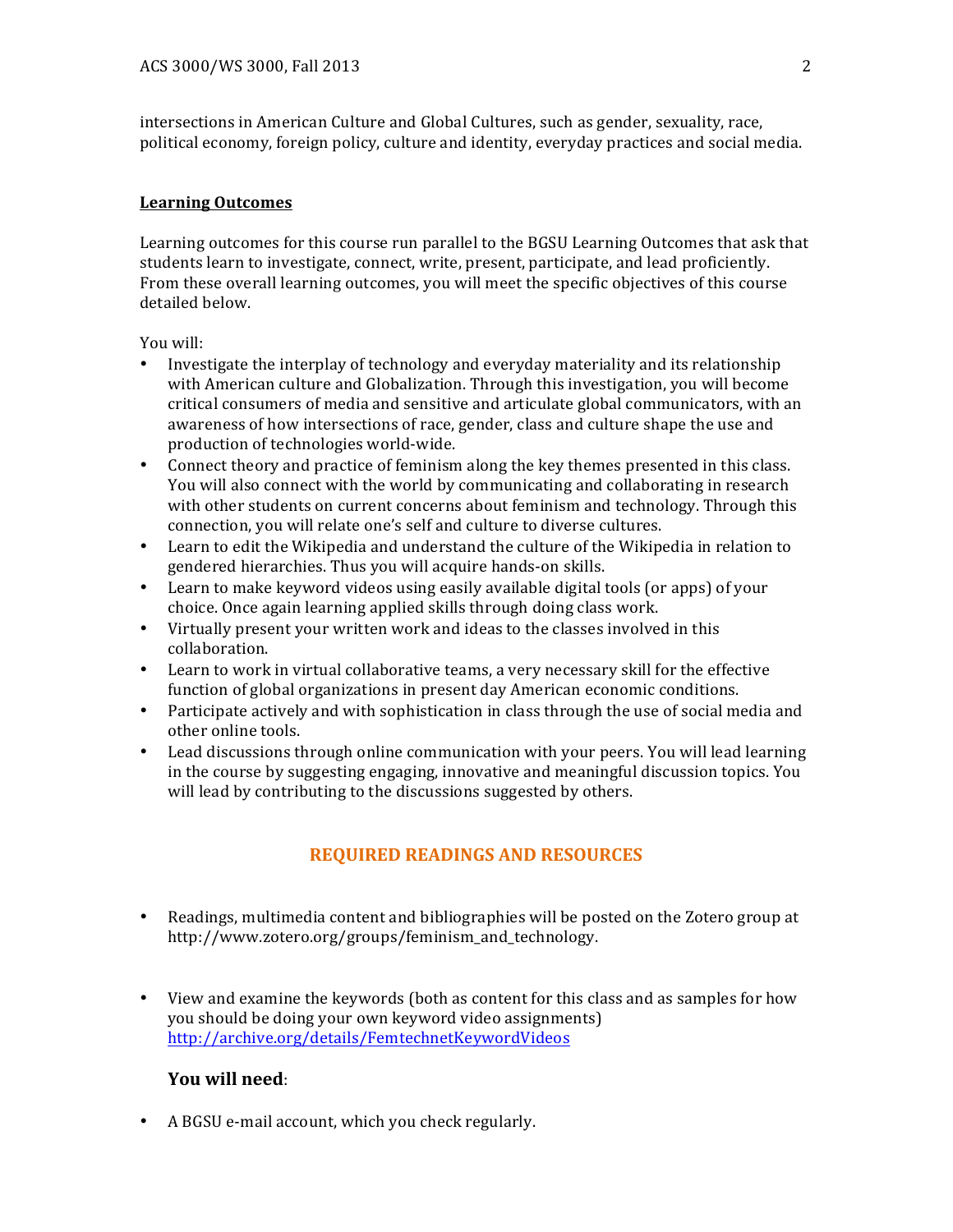intersections in American Culture and Global Cultures, such as gender, sexuality, race, political economy, foreign policy, culture and identity, everyday practices and social media.

## Learning Outcomes

Learning outcomes for this course run parallel to the BGSU Learning Outcomes that ask that students learn to investigate, connect, write, present, participate, and lead proficiently. From these overall learning outcomes, you will meet the specific objectives of this course detailed below.

You will:

- Investigate the interplay of technology and everyday materiality and its relationship with American culture and Globalization. Through this investigation, you will become critical consumers of media and sensitive and articulate global communicators, with an awareness of how intersections of race, gender, class and culture shape the use and production of technologies world-wide.
- Connect theory and practice of feminism along the key themes presented in this class. You will also connect with the world by communicating and collaborating in research with other students on current concerns about feminism and technology. Through this connection, you will relate one's self and culture to diverse cultures.
- Learn to edit the Wikipedia and understand the culture of the Wikipedia in relation to gendered hierarchies. Thus you will acquire hands-on skills.
- Learn to make keyword videos using easily available digital tools (or apps) of your choice. Once again learning applied skills through doing class work.
- Virtually present your written work and ideas to the classes involved in this collaboration.
- Learn to work in virtual collaborative teams, a very necessary skill for the effective function of global organizations in present day American economic conditions.
- Participate actively and with sophistication in class through the use of social media and other online tools.
- Lead discussions through online communication with your peers. You will lead learning in the course by suggesting engaging, innovative and meaningful discussion topics. You will lead by contributing to the discussions suggested by others.

## REQUIRED READINGS AND RESOURCES

- Readings, multimedia content and bibliographies will be posted on the Zotero group at http://www.zotero.org/groups/feminism_and_technology.

- View and examine the keywords (both as content for this class and as samples for how you should be doing your own keyword video assignments) http://archive.org/details/FemtechnetKeywordVideos

### You will need:

- A BGSU e-mail account, which you check regularly.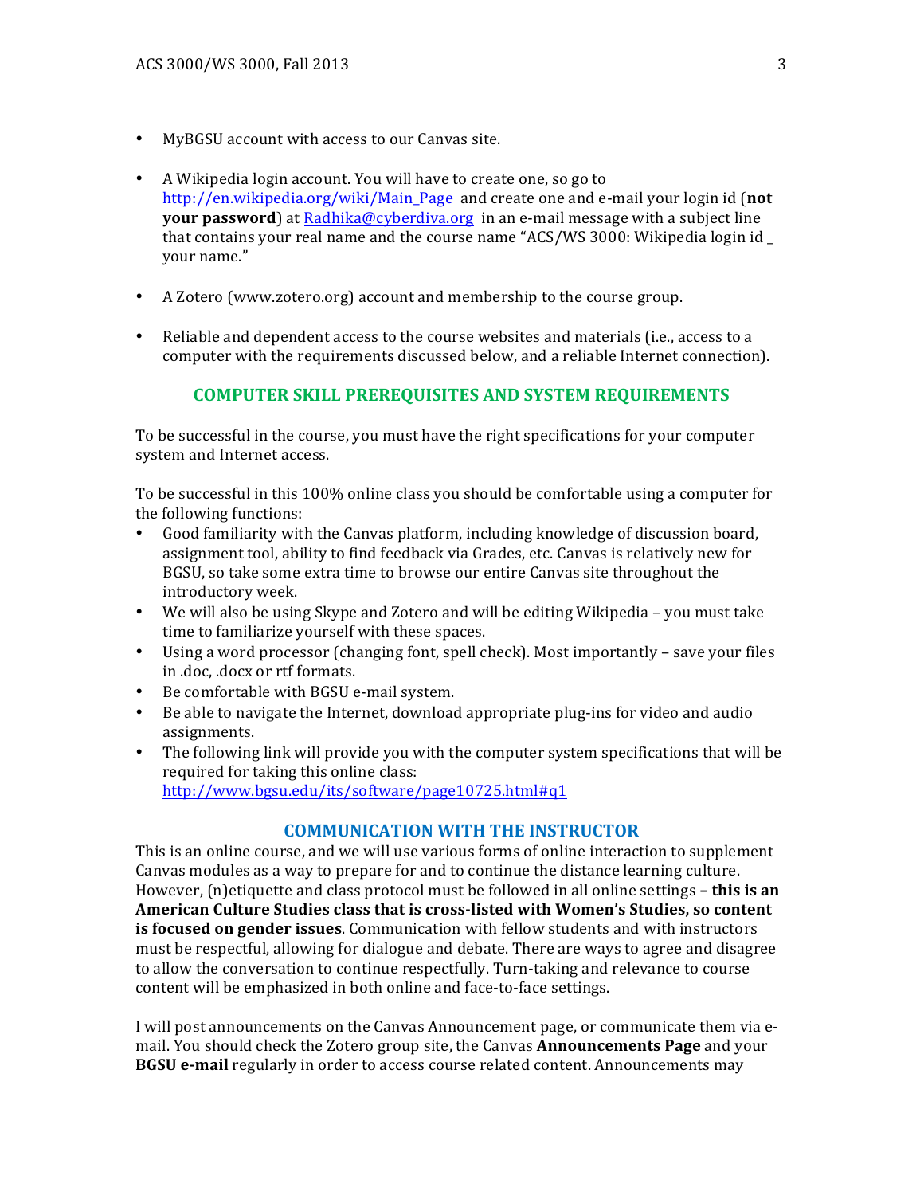- MyBGSU account with access to our Canvas site.

- A Wikipedia login account. You will have to create one, so go to [http://en.wikipedia.org/wiki/Main_Page](http://en.wikipedia.org/wiki/Main_Page) and create one and e-mail your login id (**not your password**) at [Radhika@cyberdiva.org](mailto:Radhika@cyberdiva.org) in an e-mail message with a subject line that contains your real name and the course name "ACS/WS 3000: Wikipedia login id _ your name."

- A Zotero (www.zotero.org) account and membership to the course group.

- Reliable and dependent access to the course websites and materials (i.e., access to a computer with the requirements discussed below, and a reliable Internet connection).

## COMPUTER SKILL PREREQUISITES AND SYSTEM REQUIREMENTS

To be successful in the course, you must have the right specifications for your computer system and Internet access.

To be successful in this 100% online class you should be comfortable using a computer for the following functions:

- Good familiarity with the Canvas platform, including knowledge of discussion board, assignment tool, ability to find feedback via Grades, etc. Canvas is relatively new for BGSU, so take some extra time to browse our entire Canvas site throughout the introductory week.
- We will also be using Skype and Zotero and will be editing Wikipedia – you must take time to familiarize yourself with these spaces.
- Using a word processor (changing font, spell check). Most importantly – save your files in .doc, .docx or rtf formats.
- Be comfortable with BGSU e-mail system.
- Be able to navigate the Internet, download appropriate plug-ins for video and audio assignments.
- The following link will provide you with the computer system specifications that will be required for taking this online class: [http://www.bgsu.edu/its/software/page10725.html#q1](http://www.bgsu.edu/its/software/page10725.html#q1)

## COMMUNICATION WITH THE INSTRUCTOR

This is an online course, and we will use various forms of online interaction to supplement Canvas modules as a way to prepare for and to continue the distance learning culture. However, (n)etiquette and class protocol must be followed in all online settings **– this is an American Culture Studies class that is cross-listed with Women's Studies, so content is focused on gender issues**. Communication with fellow students and with instructors must be respectful, allowing for dialogue and debate. There are ways to agree and disagree to allow the conversation to continue respectfully. Turn-taking and relevance to course content will be emphasized in both online and face-to-face settings.

I will post announcements on the Canvas Announcement page, or communicate them via e-mail. You should check the Zotero group site, the Canvas **Announcements Page** and your **BGSU e-mail** regularly in order to access course related content. Announcements may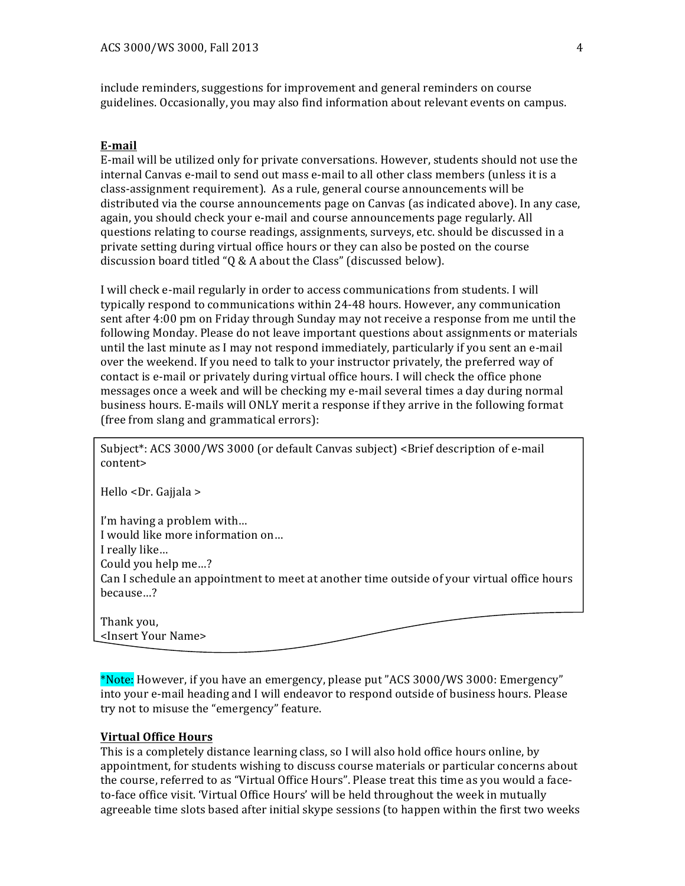include reminders, suggestions for improvement and general reminders on course guidelines. Occasionally, you may also find information about relevant events on campus.

**E-mail**

E-mail will be utilized only for private conversations. However, students should not use the internal Canvas e-mail to send out mass e-mail to all other class members (unless it is a class-assignment requirement). As a rule, general course announcements will be distributed via the course announcements page on Canvas (as indicated above). In any case, again, you should check your e-mail and course announcements page regularly. All questions relating to course readings, assignments, surveys, etc. should be discussed in a private setting during virtual office hours or they can also be posted on the course discussion board titled "Q & A about the Class" (discussed below).

I will check e-mail regularly in order to access communications from students. I will typically respond to communications within 24-48 hours. However, any communication sent after 4:00 pm on Friday through Sunday may not receive a response from me until the following Monday. Please do not leave important questions about assignments or materials until the last minute as I may not respond immediately, particularly if you sent an e-mail over the weekend. If you need to talk to your instructor privately, the preferred way of contact is e-mail or privately during virtual office hours. I will check the office phone messages once a week and will be checking my e-mail several times a day during normal business hours. E-mails will ONLY merit a response if they arrive in the following format (free from slang and grammatical errors):

> Subject*: ACS 3000/WS 3000 (or default Canvas subject) <Brief description of e-mail content>
>
> Hello <Dr. Gajjala >
>
> I'm having a problem with…
> I would like more information on…
> I really like…
> Could you help me…?
> Can I schedule an appointment to meet at another time outside of your virtual office hours because…?
>
> Thank you,
> <Insert Your Name>

*Note: However, if you have an emergency, please put "ACS 3000/WS 3000: Emergency" into your e-mail heading and I will endeavor to respond outside of business hours. Please try not to misuse the "emergency" feature.

**Virtual Office Hours**

This is a completely distance learning class, so I will also hold office hours online, by appointment, for students wishing to discuss course materials or particular concerns about the course, referred to as "Virtual Office Hours". Please treat this time as you would a face-to-face office visit. 'Virtual Office Hours' will be held throughout the week in mutually agreeable time slots based after initial skype sessions (to happen within the first two weeks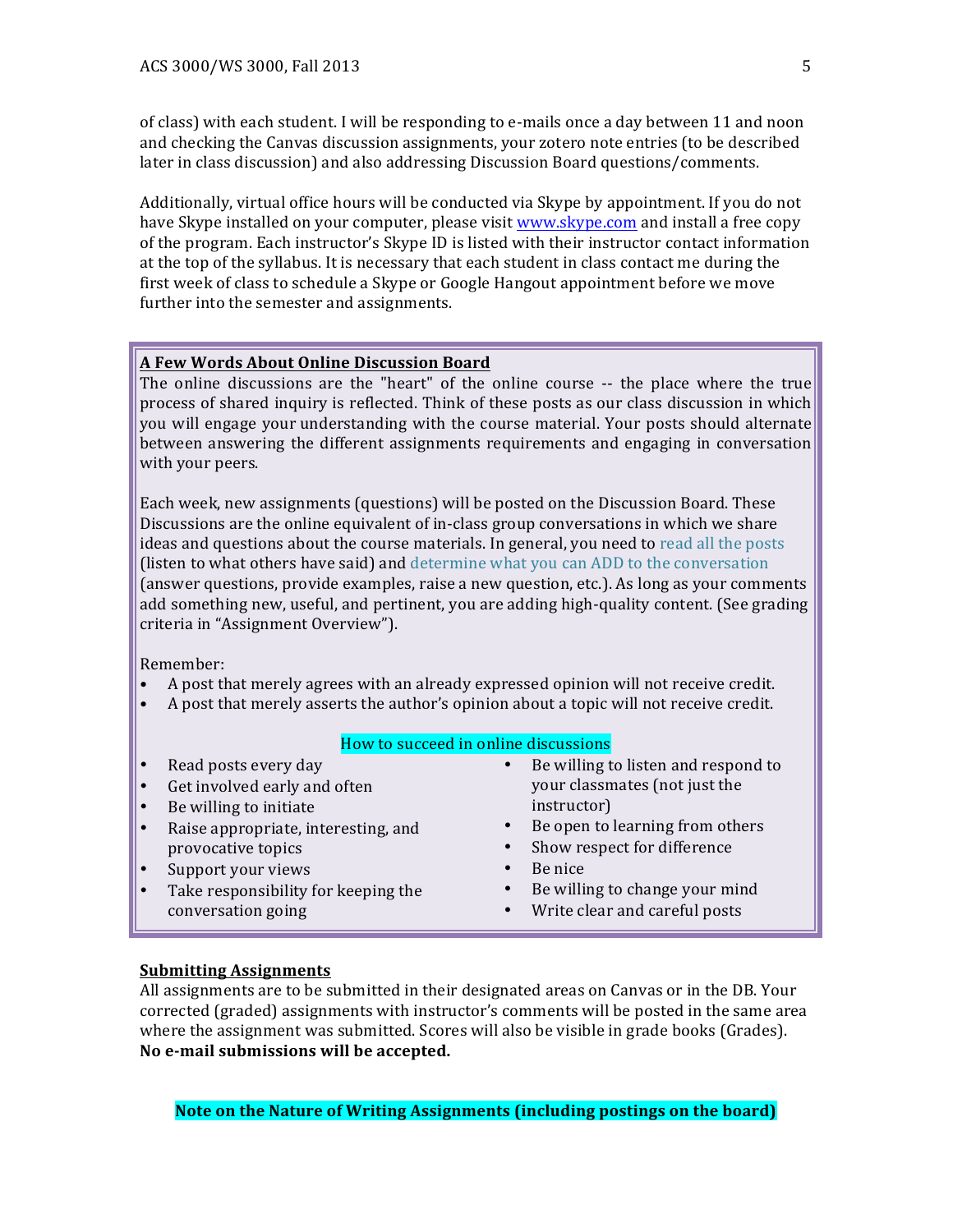of class) with each student. I will be responding to e-mails once a day between 11 and noon and checking the Canvas discussion assignments, your zotero note entries (to be described later in class discussion) and also addressing Discussion Board questions/comments.

Additionally, virtual office hours will be conducted via Skype by appointment. If you do not have Skype installed on your computer, please visit [www.skype.com](http://www.skype.com) and install a free copy of the program. Each instructor's Skype ID is listed with their instructor contact information at the top of the syllabus. It is necessary that each student in class contact me during the first week of class to schedule a Skype or Google Hangout appointment before we move further into the semester and assignments.

**A Few Words About Online Discussion Board**

The online discussions are the "heart" of the online course -- the place where the true process of shared inquiry is reflected. Think of these posts as our class discussion in which you will engage your understanding with the course material. Your posts should alternate between answering the different assignments requirements and engaging in conversation with your peers.

Each week, new assignments (questions) will be posted on the Discussion Board. These Discussions are the online equivalent of in-class group conversations in which we share ideas and questions about the course materials. In general, you need to read all the posts (listen to what others have said) and determine what you can ADD to the conversation (answer questions, provide examples, raise a new question, etc.). As long as your comments add something new, useful, and pertinent, you are adding high-quality content. (See grading criteria in "Assignment Overview").

Remember:

- A post that merely agrees with an already expressed opinion will not receive credit.
- A post that merely asserts the author's opinion about a topic will not receive credit.

How to succeed in online discussions

- Read posts every day
- Get involved early and often
- Be willing to initiate
- Raise appropriate, interesting, and provocative topics
- Support your views
- Take responsibility for keeping the conversation going
- Be willing to listen and respond to your classmates (not just the instructor)
- Be open to learning from others
- Show respect for difference
- Be nice
- Be willing to change your mind
- Write clear and careful posts

**Submitting Assignments**

All assignments are to be submitted in their designated areas on Canvas or in the DB. Your corrected (graded) assignments with instructor's comments will be posted in the same area where the assignment was submitted. Scores will also be visible in grade books (Grades).
**No e-mail submissions will be accepted.**

**Note on the Nature of Writing Assignments (including postings on the board)**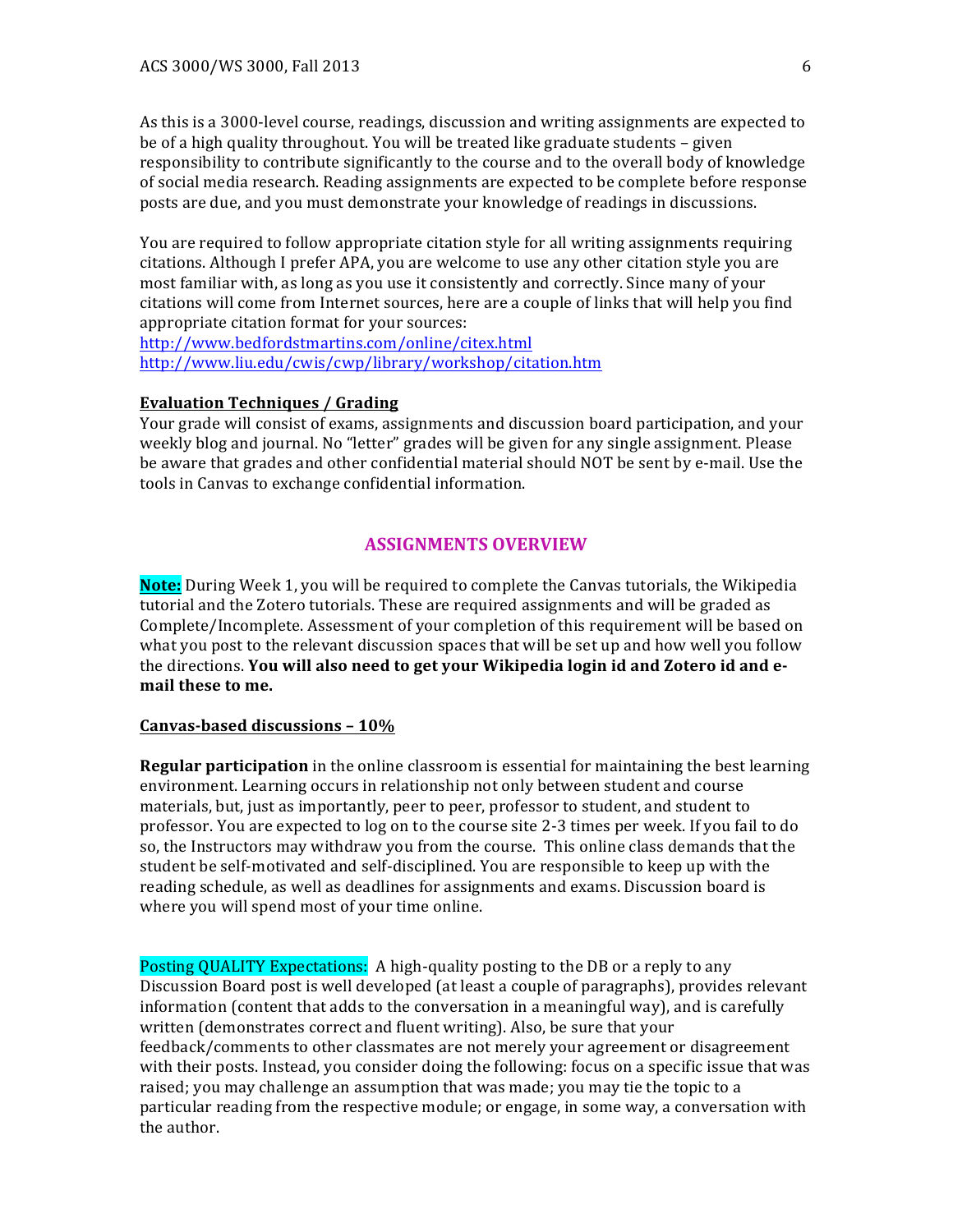As this is a 3000-level course, readings, discussion and writing assignments are expected to be of a high quality throughout. You will be treated like graduate students – given responsibility to contribute significantly to the course and to the overall body of knowledge of social media research. Reading assignments are expected to be complete before response posts are due, and you must demonstrate your knowledge of readings in discussions.

You are required to follow appropriate citation style for all writing assignments requiring citations. Although I prefer APA, you are welcome to use any other citation style you are most familiar with, as long as you use it consistently and correctly. Since many of your citations will come from Internet sources, here are a couple of links that will help you find appropriate citation format for your sources:
http://www.bedfordstmartins.com/online/citex.html
http://www.liu.edu/cwis/cwp/library/workshop/citation.htm

**Evaluation Techniques / Grading**

Your grade will consist of exams, assignments and discussion board participation, and your weekly blog and journal. No "letter" grades will be given for any single assignment. Please be aware that grades and other confidential material should NOT be sent by e-mail. Use the tools in Canvas to exchange confidential information.

## ASSIGNMENTS OVERVIEW

**Note:** During Week 1, you will be required to complete the Canvas tutorials, the Wikipedia tutorial and the Zotero tutorials. These are required assignments and will be graded as Complete/Incomplete. Assessment of your completion of this requirement will be based on what you post to the relevant discussion spaces that will be set up and how well you follow the directions. **You will also need to get your Wikipedia login id and Zotero id and e-mail these to me.**

**Canvas-based discussions – 10%**

**Regular participation** in the online classroom is essential for maintaining the best learning environment. Learning occurs in relationship not only between student and course materials, but, just as importantly, peer to peer, professor to student, and student to professor. You are expected to log on to the course site 2-3 times per week. If you fail to do so, the Instructors may withdraw you from the course. This online class demands that the student be self-motivated and self-disciplined. You are responsible to keep up with the reading schedule, as well as deadlines for assignments and exams. Discussion board is where you will spend most of your time online.

Posting QUALITY Expectations: A high-quality posting to the DB or a reply to any Discussion Board post is well developed (at least a couple of paragraphs), provides relevant information (content that adds to the conversation in a meaningful way), and is carefully written (demonstrates correct and fluent writing). Also, be sure that your feedback/comments to other classmates are not merely your agreement or disagreement with their posts. Instead, you consider doing the following: focus on a specific issue that was raised; you may challenge an assumption that was made; you may tie the topic to a particular reading from the respective module; or engage, in some way, a conversation with the author.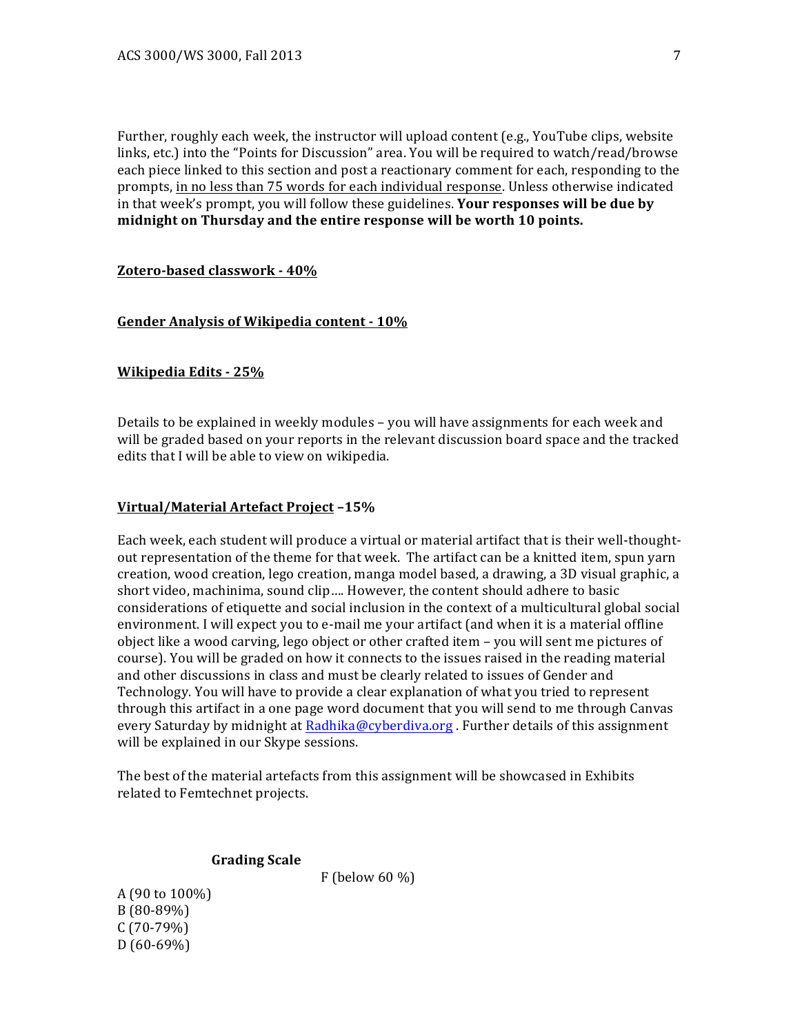Further, roughly each week, the instructor will upload content (e.g., YouTube clips, website links, etc.) into the "Points for Discussion" area. You will be required to watch/read/browse each piece linked to this section and post a reactionary comment for each, responding to the prompts, <u>in no less than 75 words for each individual response</u>. Unless otherwise indicated in that week's prompt, you will follow these guidelines. **Your responses will be due by midnight on Thursday and the entire response will be worth 10 points.**

**<u>Zotero-based classwork - 40%</u>**

**<u>Gender Analysis of Wikipedia content - 10%</u>**

**<u>Wikipedia Edits - 25%</u>**

Details to be explained in weekly modules – you will have assignments for each week and will be graded based on your reports in the relevant discussion board space and the tracked edits that I will be able to view on wikipedia.

**<u>Virtual/Material Artefact Project</u> –15%**

Each week, each student will produce a virtual or material artifact that is their well-thought-out representation of the theme for that week. The artifact can be a knitted item, spun yarn creation, wood creation, lego creation, manga model based, a drawing, a 3D visual graphic, a short video, machinima, sound clip…. However, the content should adhere to basic considerations of etiquette and social inclusion in the context of a multicultural global social environment. I will expect you to e-mail me your artifact (and when it is a material offline object like a wood carving, lego object or other crafted item – you will sent me pictures of course). You will be graded on how it connects to the issues raised in the reading material and other discussions in class and must be clearly related to issues of Gender and Technology. You will have to provide a clear explanation of what you tried to represent through this artifact in a one page word document that you will send to me through Canvas every Saturday by midnight at Radhika@cyberdiva.org . Further details of this assignment will be explained in our Skype sessions.

The best of the material artefacts from this assignment will be showcased in Exhibits related to Femtechnet projects.

**Grading Scale**

A (90 to 100%)
B (80-89%)
C (70-79%)
D (60-69%)
F (below 60 %)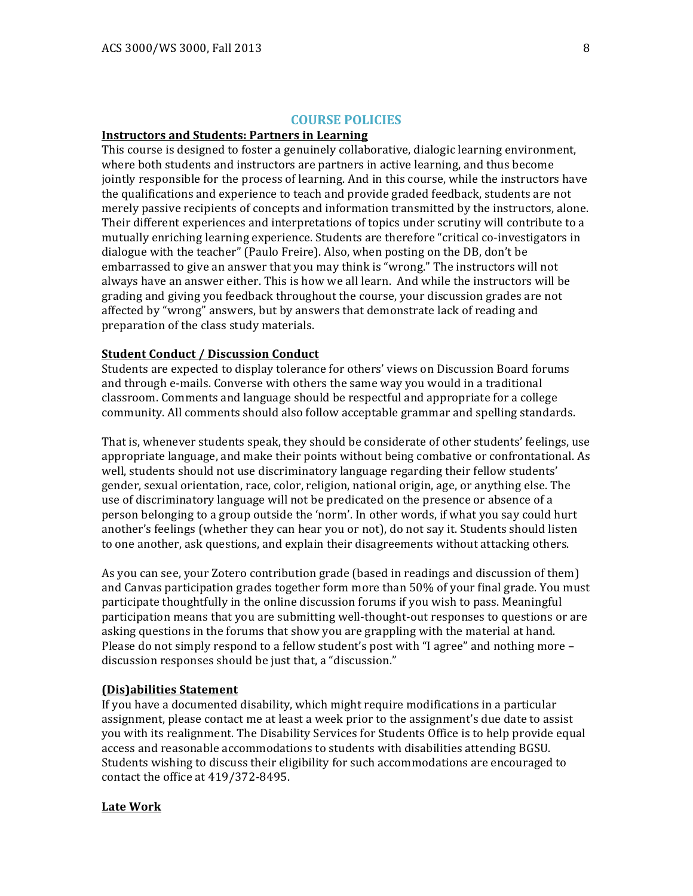## COURSE POLICIES

**Instructors and Students: Partners in Learning**

This course is designed to foster a genuinely collaborative, dialogic learning environment, where both students and instructors are partners in active learning, and thus become jointly responsible for the process of learning. And in this course, while the instructors have the qualifications and experience to teach and provide graded feedback, students are not merely passive recipients of concepts and information transmitted by the instructors, alone. Their different experiences and interpretations of topics under scrutiny will contribute to a mutually enriching learning experience. Students are therefore "critical co-investigators in dialogue with the teacher" (Paulo Freire). Also, when posting on the DB, don't be embarrassed to give an answer that you may think is "wrong." The instructors will not always have an answer either. This is how we all learn. And while the instructors will be grading and giving you feedback throughout the course, your discussion grades are not affected by "wrong" answers, but by answers that demonstrate lack of reading and preparation of the class study materials.

**Student Conduct / Discussion Conduct**

Students are expected to display tolerance for others' views on Discussion Board forums and through e-mails. Converse with others the same way you would in a traditional classroom. Comments and language should be respectful and appropriate for a college community. All comments should also follow acceptable grammar and spelling standards.

That is, whenever students speak, they should be considerate of other students' feelings, use appropriate language, and make their points without being combative or confrontational. As well, students should not use discriminatory language regarding their fellow students' gender, sexual orientation, race, color, religion, national origin, age, or anything else. The use of discriminatory language will not be predicated on the presence or absence of a person belonging to a group outside the 'norm'. In other words, if what you say could hurt another's feelings (whether they can hear you or not), do not say it. Students should listen to one another, ask questions, and explain their disagreements without attacking others.

As you can see, your Zotero contribution grade (based in readings and discussion of them) and Canvas participation grades together form more than 50% of your final grade. You must participate thoughtfully in the online discussion forums if you wish to pass. Meaningful participation means that you are submitting well-thought-out responses to questions or are asking questions in the forums that show you are grappling with the material at hand. Please do not simply respond to a fellow student's post with "I agree" and nothing more – discussion responses should be just that, a "discussion."

**(Dis)abilities Statement**

If you have a documented disability, which might require modifications in a particular assignment, please contact me at least a week prior to the assignment's due date to assist you with its realignment. The Disability Services for Students Office is to help provide equal access and reasonable accommodations to students with disabilities attending BGSU. Students wishing to discuss their eligibility for such accommodations are encouraged to contact the office at 419/372-8495.

**Late Work**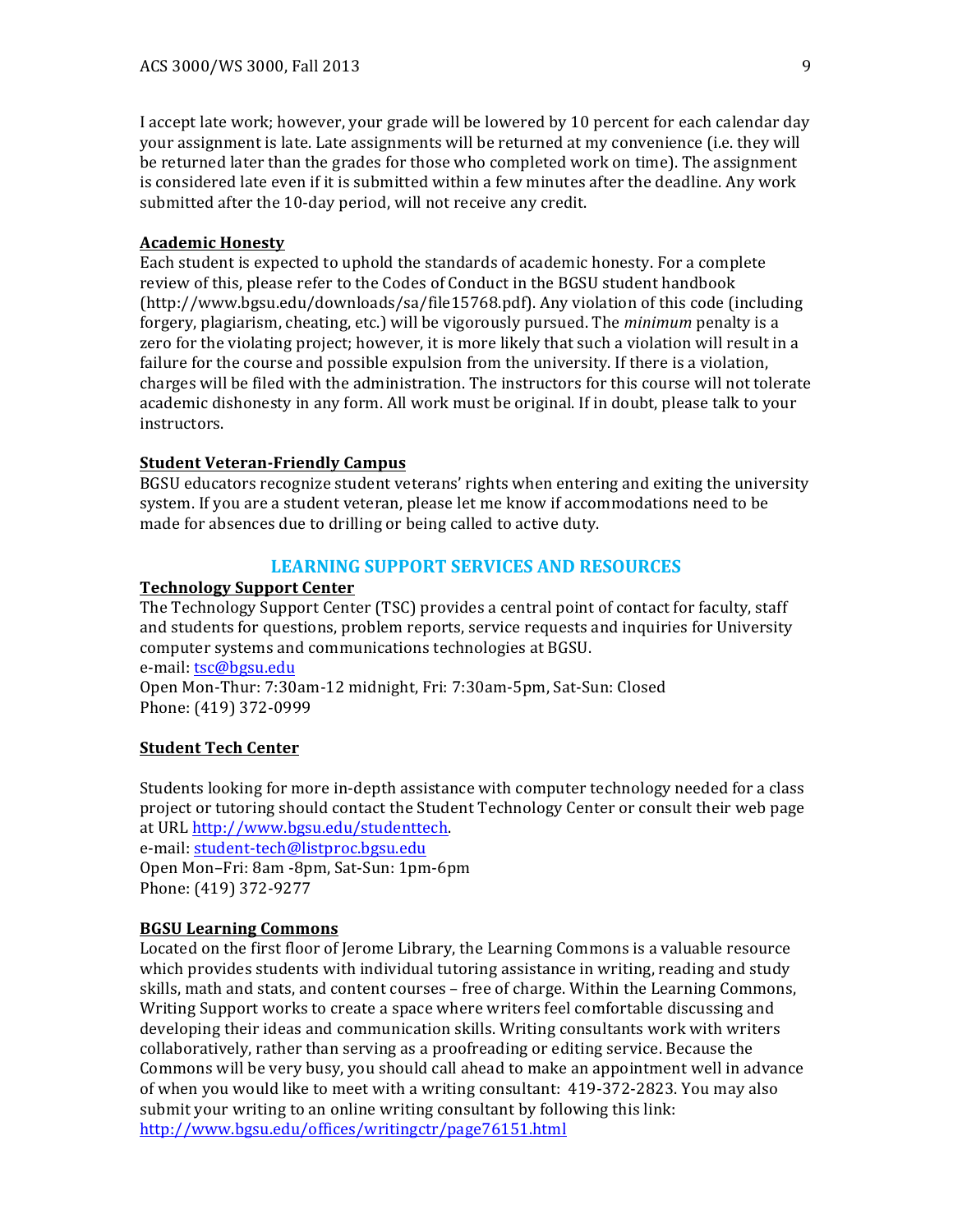I accept late work; however, your grade will be lowered by 10 percent for each calendar day your assignment is late. Late assignments will be returned at my convenience (i.e. they will be returned later than the grades for those who completed work on time). The assignment is considered late even if it is submitted within a few minutes after the deadline. Any work submitted after the 10-day period, will not receive any credit.

**Academic Honesty**

Each student is expected to uphold the standards of academic honesty. For a complete review of this, please refer to the Codes of Conduct in the BGSU student handbook (http://www.bgsu.edu/downloads/sa/file15768.pdf). Any violation of this code (including forgery, plagiarism, cheating, etc.) will be vigorously pursued. The *minimum* penalty is a zero for the violating project; however, it is more likely that such a violation will result in a failure for the course and possible expulsion from the university. If there is a violation, charges will be filed with the administration. The instructors for this course will not tolerate academic dishonesty in any form. All work must be original. If in doubt, please talk to your instructors.

**Student Veteran-Friendly Campus**

BGSU educators recognize student veterans' rights when entering and exiting the university system. If you are a student veteran, please let me know if accommodations need to be made for absences due to drilling or being called to active duty.

## LEARNING SUPPORT SERVICES AND RESOURCES

**Technology Support Center**

The Technology Support Center (TSC) provides a central point of contact for faculty, staff and students for questions, problem reports, service requests and inquiries for University computer systems and communications technologies at BGSU.
e-mail: tsc@bgsu.edu
Open Mon-Thur: 7:30am-12 midnight, Fri: 7:30am-5pm, Sat-Sun: Closed
Phone: (419) 372-0999

**Student Tech Center**

Students looking for more in-depth assistance with computer technology needed for a class project or tutoring should contact the Student Technology Center or consult their web page at URL http://www.bgsu.edu/studenttech.
e-mail: student-tech@listproc.bgsu.edu
Open Mon–Fri: 8am -8pm, Sat-Sun: 1pm-6pm
Phone: (419) 372-9277

**BGSU Learning Commons**

Located on the first floor of Jerome Library, the Learning Commons is a valuable resource which provides students with individual tutoring assistance in writing, reading and study skills, math and stats, and content courses – free of charge. Within the Learning Commons, Writing Support works to create a space where writers feel comfortable discussing and developing their ideas and communication skills. Writing consultants work with writers collaboratively, rather than serving as a proofreading or editing service. Because the Commons will be very busy, you should call ahead to make an appointment well in advance of when you would like to meet with a writing consultant: 419-372-2823. You may also submit your writing to an online writing consultant by following this link: http://www.bgsu.edu/offices/writingctr/page76151.html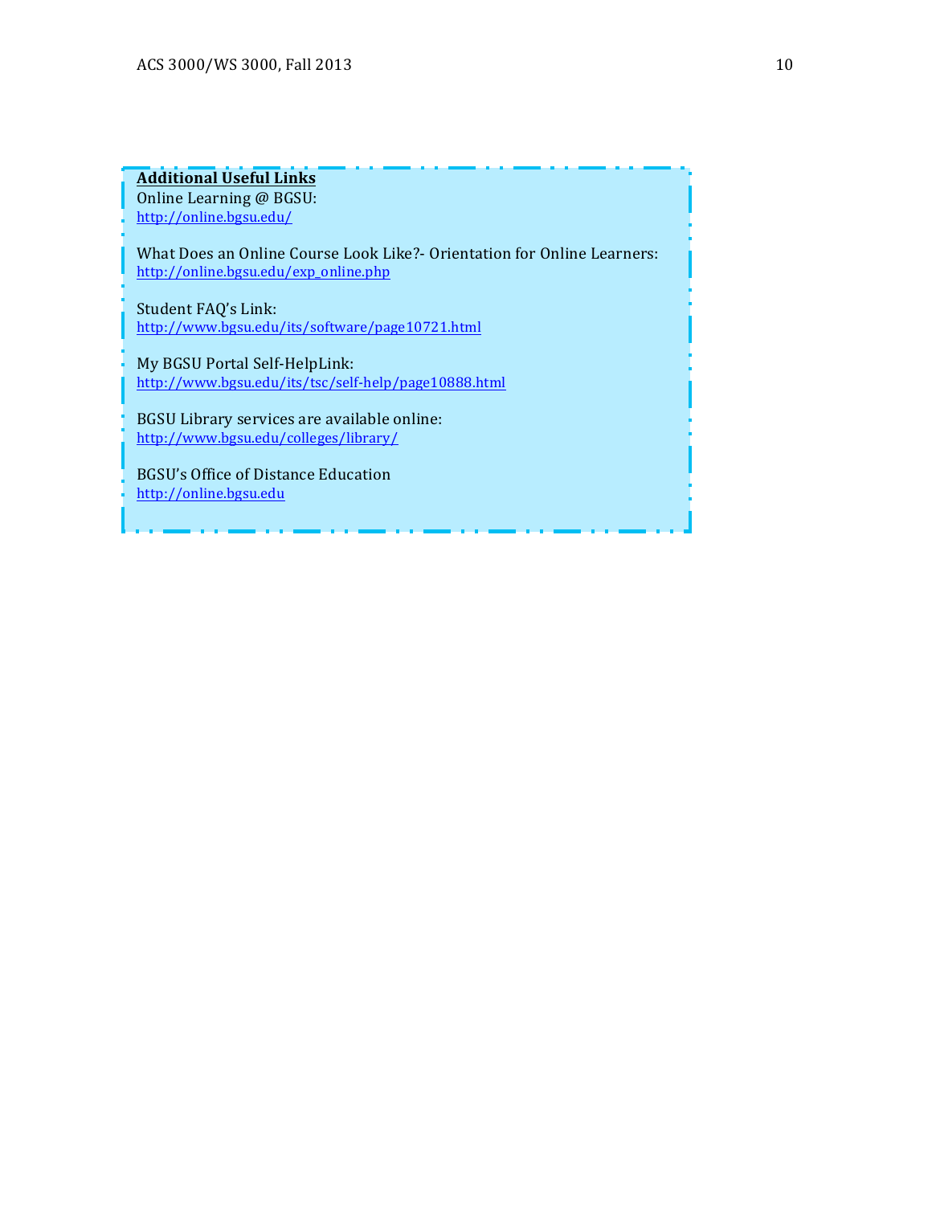**Additional Useful Links**

Online Learning @ BGSU:
http://online.bgsu.edu/

What Does an Online Course Look Like?- Orientation for Online Learners:
http://online.bgsu.edu/exp_online.php

Student FAQ's Link:
http://www.bgsu.edu/its/software/page10721.html

My BGSU Portal Self-HelpLink:
http://www.bgsu.edu/its/tsc/self-help/page10888.html

BGSU Library services are available online:
http://www.bgsu.edu/colleges/library/

BGSU's Office of Distance Education
http://online.bgsu.edu